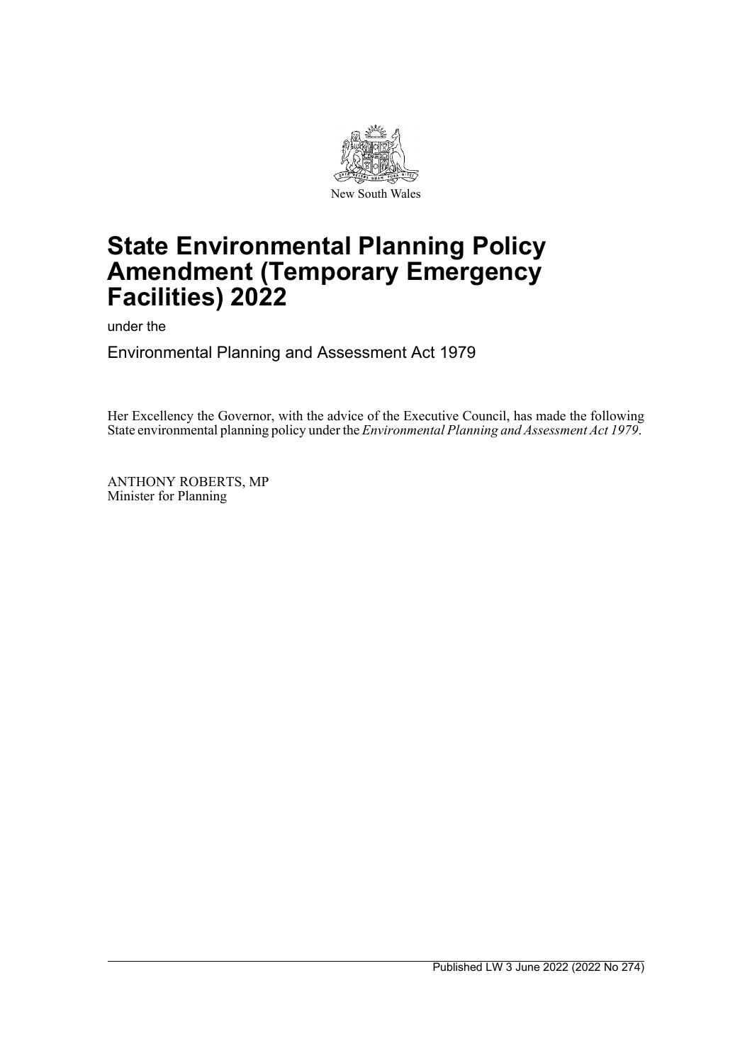New South Wales

# State Environmental Planning Policy Amendment (Temporary Emergency Facilities) 2022

under the

Environmental Planning and Assessment Act 1979

Her Excellency the Governor, with the advice of the Executive Council, has made the following State environmental planning policy under the *Environmental Planning and Assessment Act 1979*.

ANTHONY ROBERTS, MP
Minister for Planning

Published LW 3 June 2022 (2022 No 274)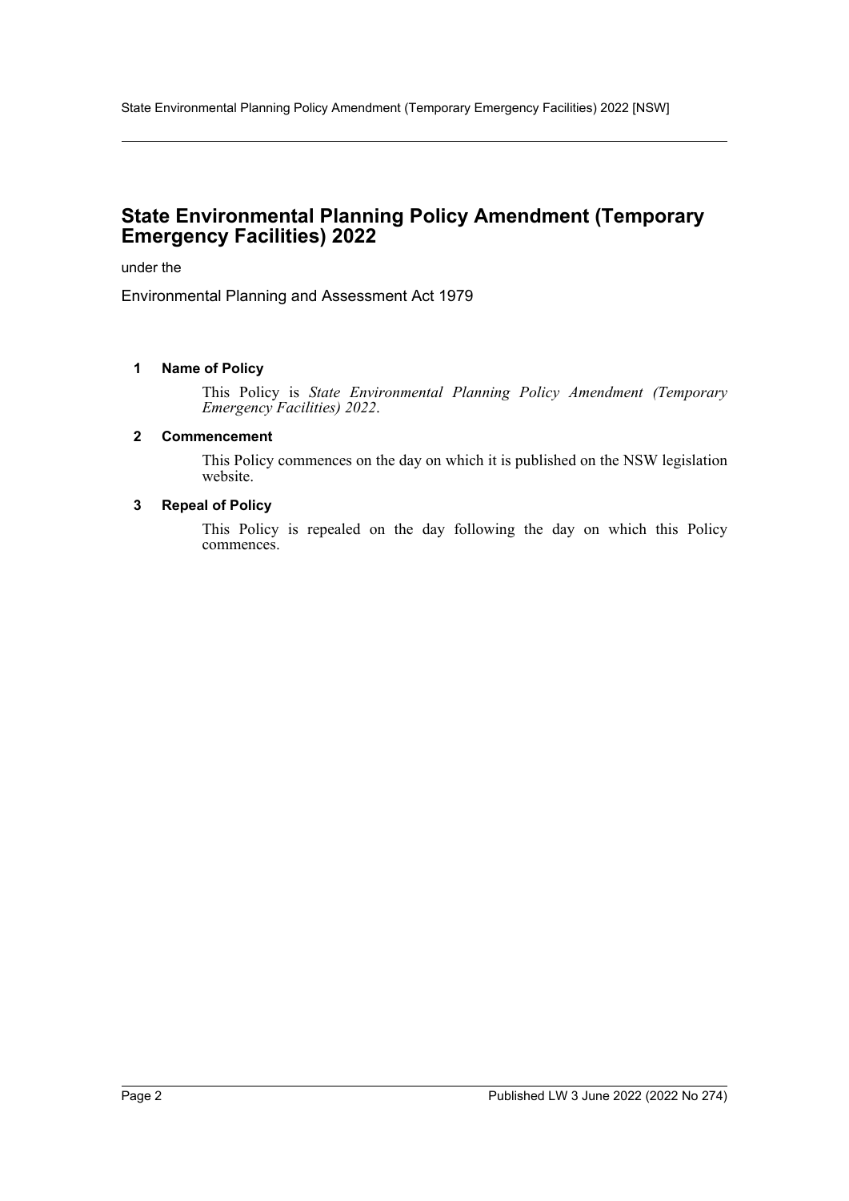# State Environmental Planning Policy Amendment (Temporary Emergency Facilities) 2022

under the

Environmental Planning and Assessment Act 1979

### 1 Name of Policy

This Policy is *State Environmental Planning Policy Amendment (Temporary Emergency Facilities) 2022*.

### 2 Commencement

This Policy commences on the day on which it is published on the NSW legislation website.

### 3 Repeal of Policy

This Policy is repealed on the day following the day on which this Policy commences.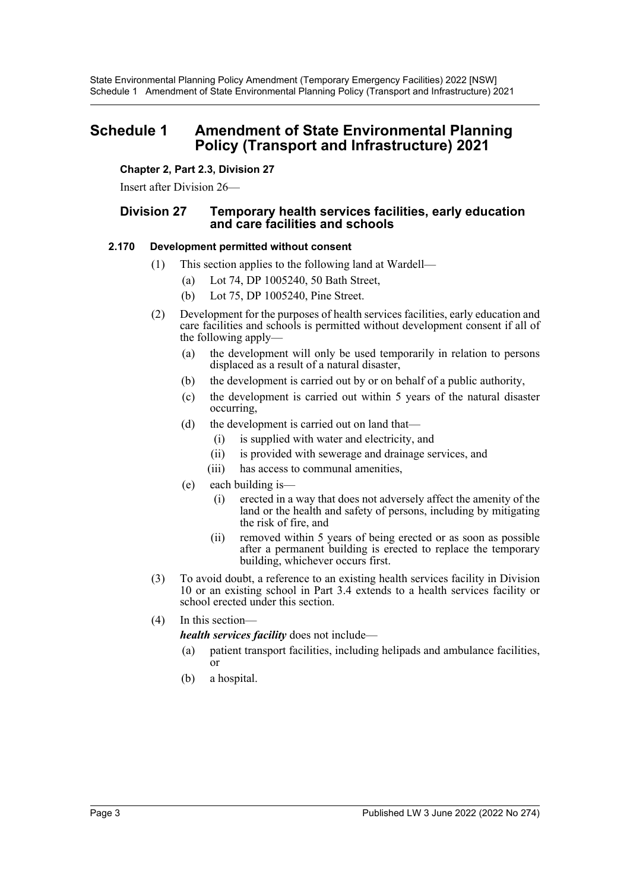# Schedule 1 Amendment of State Environmental Planning Policy (Transport and Infrastructure) 2021

**Chapter 2, Part 2.3, Division 27**

Insert after Division 26—

## Division 27 Temporary health services facilities, early education and care facilities and schools

### 2.170 Development permitted without consent

(1) This section applies to the following land at Wardell—

- (a) Lot 74, DP 1005240, 50 Bath Street,
- (b) Lot 75, DP 1005240, Pine Street.

(2) Development for the purposes of health services facilities, early education and care facilities and schools is permitted without development consent if all of the following apply—

- (a) the development will only be used temporarily in relation to persons displaced as a result of a natural disaster,
- (b) the development is carried out by or on behalf of a public authority,
- (c) the development is carried out within 5 years of the natural disaster occurring,
- (d) the development is carried out on land that—
  - (i) is supplied with water and electricity, and
  - (ii) is provided with sewerage and drainage services, and
  - (iii) has access to communal amenities,
- (e) each building is—
  - (i) erected in a way that does not adversely affect the amenity of the land or the health and safety of persons, including by mitigating the risk of fire, and
  - (ii) removed within 5 years of being erected or as soon as possible after a permanent building is erected to replace the temporary building, whichever occurs first.

(3) To avoid doubt, a reference to an existing health services facility in Division 10 or an existing school in Part 3.4 extends to a health services facility or school erected under this section.

(4) In this section—

***health services facility*** does not include—

- (a) patient transport facilities, including helipads and ambulance facilities, or
- (b) a hospital.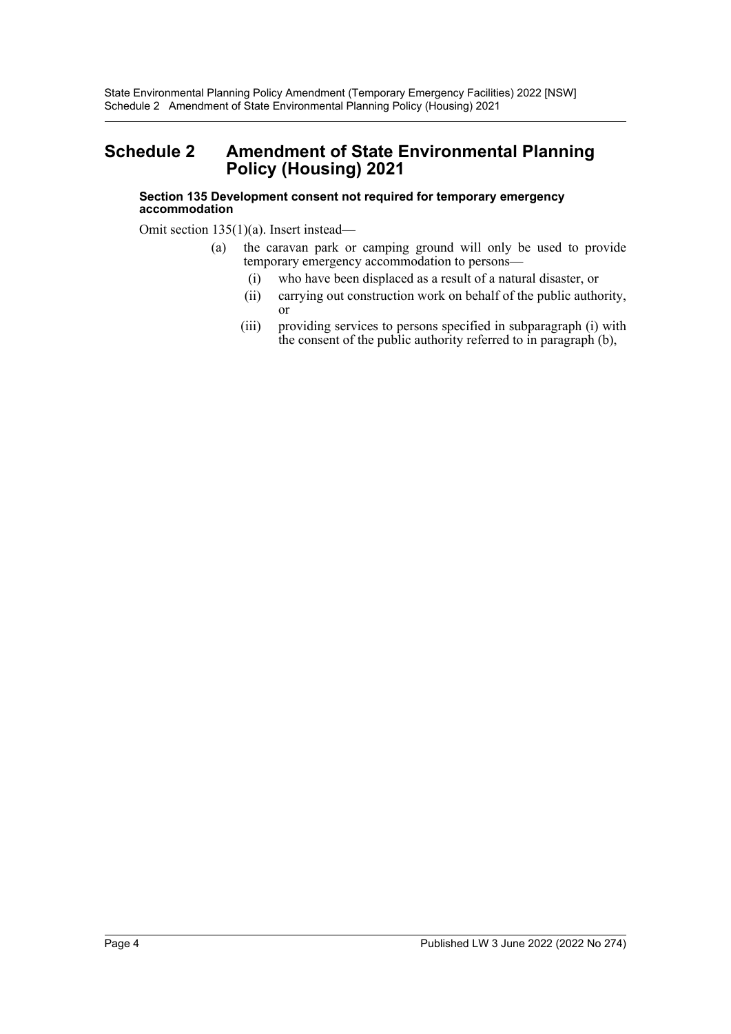# Schedule 2 Amendment of State Environmental Planning Policy (Housing) 2021

**Section 135 Development consent not required for temporary emergency accommodation**

Omit section 135(1)(a). Insert instead—

(a) the caravan park or camping ground will only be used to provide temporary emergency accommodation to persons—

(i) who have been displaced as a result of a natural disaster, or

(ii) carrying out construction work on behalf of the public authority, or

(iii) providing services to persons specified in subparagraph (i) with the consent of the public authority referred to in paragraph (b),